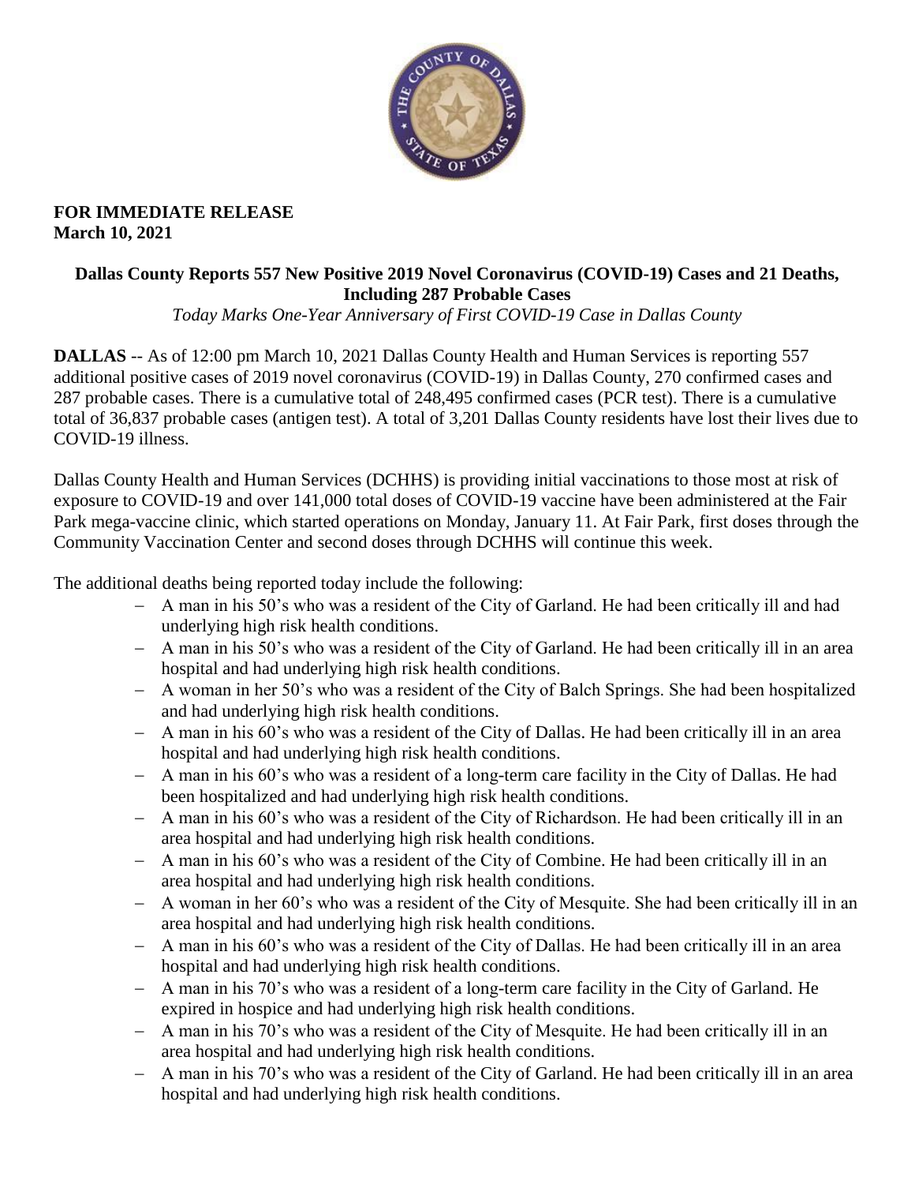**FOR IMMEDIATE RELEASE**
**March 10, 2021**

## Dallas County Reports 557 New Positive 2019 Novel Coronavirus (COVID-19) Cases and 21 Deaths, Including 287 Probable Cases

*Today Marks One-Year Anniversary of First COVID-19 Case in Dallas County*

**DALLAS** -- As of 12:00 pm March 10, 2021 Dallas County Health and Human Services is reporting 557 additional positive cases of 2019 novel coronavirus (COVID-19) in Dallas County, 270 confirmed cases and 287 probable cases. There is a cumulative total of 248,495 confirmed cases (PCR test). There is a cumulative total of 36,837 probable cases (antigen test). A total of 3,201 Dallas County residents have lost their lives due to COVID-19 illness.

Dallas County Health and Human Services (DCHHS) is providing initial vaccinations to those most at risk of exposure to COVID-19 and over 141,000 total doses of COVID-19 vaccine have been administered at the Fair Park mega-vaccine clinic, which started operations on Monday, January 11. At Fair Park, first doses through the Community Vaccination Center and second doses through DCHHS will continue this week.

The additional deaths being reported today include the following:

- A man in his 50's who was a resident of the City of Garland. He had been critically ill and had underlying high risk health conditions.
- A man in his 50's who was a resident of the City of Garland. He had been critically ill in an area hospital and had underlying high risk health conditions.
- A woman in her 50's who was a resident of the City of Balch Springs. She had been hospitalized and had underlying high risk health conditions.
- A man in his 60's who was a resident of the City of Dallas. He had been critically ill in an area hospital and had underlying high risk health conditions.
- A man in his 60's who was a resident of a long-term care facility in the City of Dallas. He had been hospitalized and had underlying high risk health conditions.
- A man in his 60's who was a resident of the City of Richardson. He had been critically ill in an area hospital and had underlying high risk health conditions.
- A man in his 60's who was a resident of the City of Combine. He had been critically ill in an area hospital and had underlying high risk health conditions.
- A woman in her 60's who was a resident of the City of Mesquite. She had been critically ill in an area hospital and had underlying high risk health conditions.
- A man in his 60's who was a resident of the City of Dallas. He had been critically ill in an area hospital and had underlying high risk health conditions.
- A man in his 70's who was a resident of a long-term care facility in the City of Garland. He expired in hospice and had underlying high risk health conditions.
- A man in his 70's who was a resident of the City of Mesquite. He had been critically ill in an area hospital and had underlying high risk health conditions.
- A man in his 70's who was a resident of the City of Garland. He had been critically ill in an area hospital and had underlying high risk health conditions.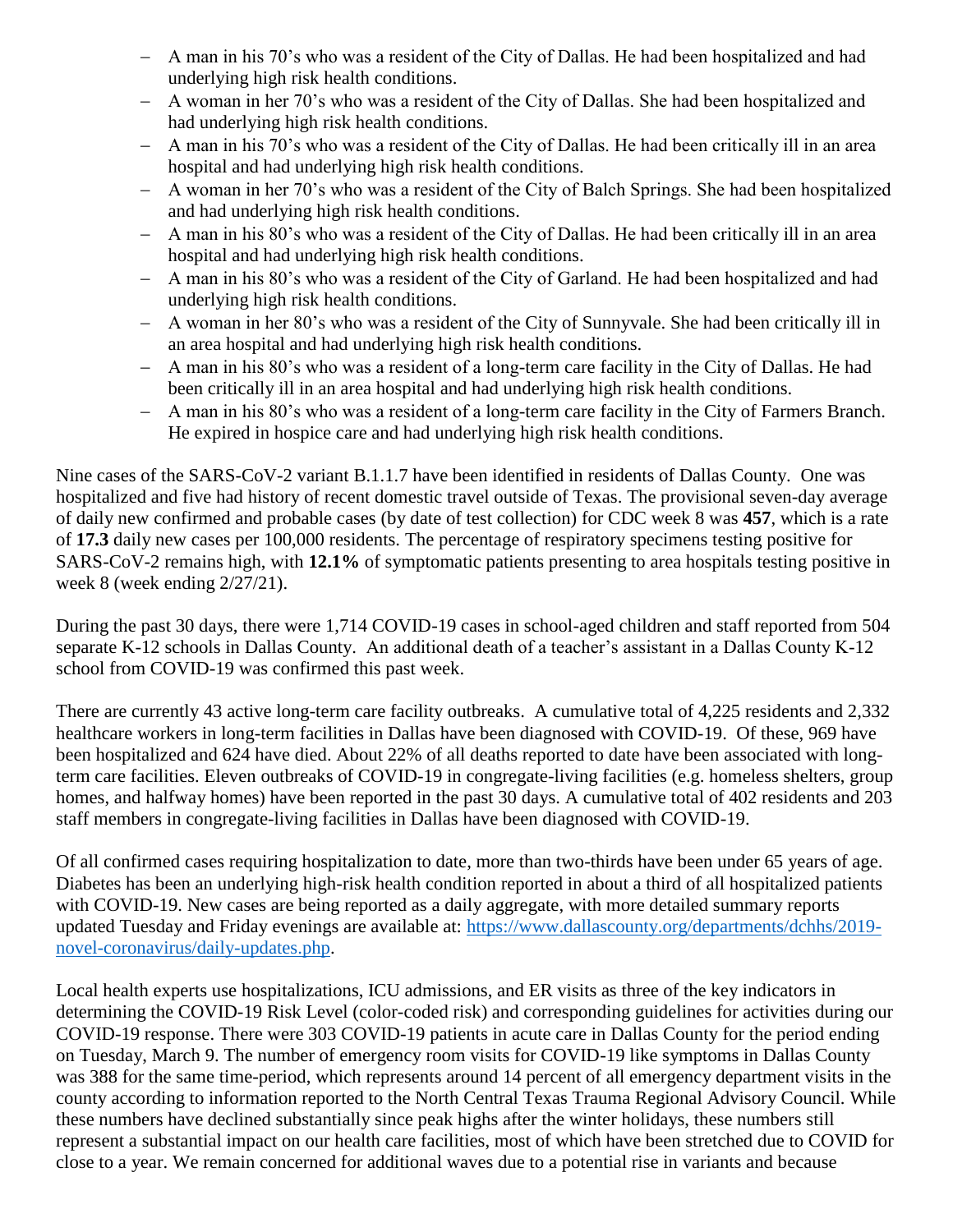- A man in his 70's who was a resident of the City of Dallas. He had been hospitalized and had underlying high risk health conditions.
- A woman in her 70's who was a resident of the City of Dallas. She had been hospitalized and had underlying high risk health conditions.
- A man in his 70's who was a resident of the City of Dallas. He had been critically ill in an area hospital and had underlying high risk health conditions.
- A woman in her 70's who was a resident of the City of Balch Springs. She had been hospitalized and had underlying high risk health conditions.
- A man in his 80's who was a resident of the City of Dallas. He had been critically ill in an area hospital and had underlying high risk health conditions.
- A man in his 80's who was a resident of the City of Garland. He had been hospitalized and had underlying high risk health conditions.
- A woman in her 80's who was a resident of the City of Sunnyvale. She had been critically ill in an area hospital and had underlying high risk health conditions.
- A man in his 80's who was a resident of a long-term care facility in the City of Dallas. He had been critically ill in an area hospital and had underlying high risk health conditions.
- A man in his 80's who was a resident of a long-term care facility in the City of Farmers Branch. He expired in hospice care and had underlying high risk health conditions.

Nine cases of the SARS-CoV-2 variant B.1.1.7 have been identified in residents of Dallas County. One was hospitalized and five had history of recent domestic travel outside of Texas. The provisional seven-day average of daily new confirmed and probable cases (by date of test collection) for CDC week 8 was **457**, which is a rate of **17.3** daily new cases per 100,000 residents. The percentage of respiratory specimens testing positive for SARS-CoV-2 remains high, with **12.1%** of symptomatic patients presenting to area hospitals testing positive in week 8 (week ending 2/27/21).

During the past 30 days, there were 1,714 COVID-19 cases in school-aged children and staff reported from 504 separate K-12 schools in Dallas County. An additional death of a teacher's assistant in a Dallas County K-12 school from COVID-19 was confirmed this past week.

There are currently 43 active long-term care facility outbreaks. A cumulative total of 4,225 residents and 2,332 healthcare workers in long-term facilities in Dallas have been diagnosed with COVID-19. Of these, 969 have been hospitalized and 624 have died. About 22% of all deaths reported to date have been associated with long-term care facilities. Eleven outbreaks of COVID-19 in congregate-living facilities (e.g. homeless shelters, group homes, and halfway homes) have been reported in the past 30 days. A cumulative total of 402 residents and 203 staff members in congregate-living facilities in Dallas have been diagnosed with COVID-19.

Of all confirmed cases requiring hospitalization to date, more than two-thirds have been under 65 years of age. Diabetes has been an underlying high-risk health condition reported in about a third of all hospitalized patients with COVID-19. New cases are being reported as a daily aggregate, with more detailed summary reports updated Tuesday and Friday evenings are available at: [https://www.dallascounty.org/departments/dchhs/2019-novel-coronavirus/daily-updates.php](https://www.dallascounty.org/departments/dchhs/2019-novel-coronavirus/daily-updates.php).

Local health experts use hospitalizations, ICU admissions, and ER visits as three of the key indicators in determining the COVID-19 Risk Level (color-coded risk) and corresponding guidelines for activities during our COVID-19 response. There were 303 COVID-19 patients in acute care in Dallas County for the period ending on Tuesday, March 9. The number of emergency room visits for COVID-19 like symptoms in Dallas County was 388 for the same time-period, which represents around 14 percent of all emergency department visits in the county according to information reported to the North Central Texas Trauma Regional Advisory Council. While these numbers have declined substantially since peak highs after the winter holidays, these numbers still represent a substantial impact on our health care facilities, most of which have been stretched due to COVID for close to a year. We remain concerned for additional waves due to a potential rise in variants and because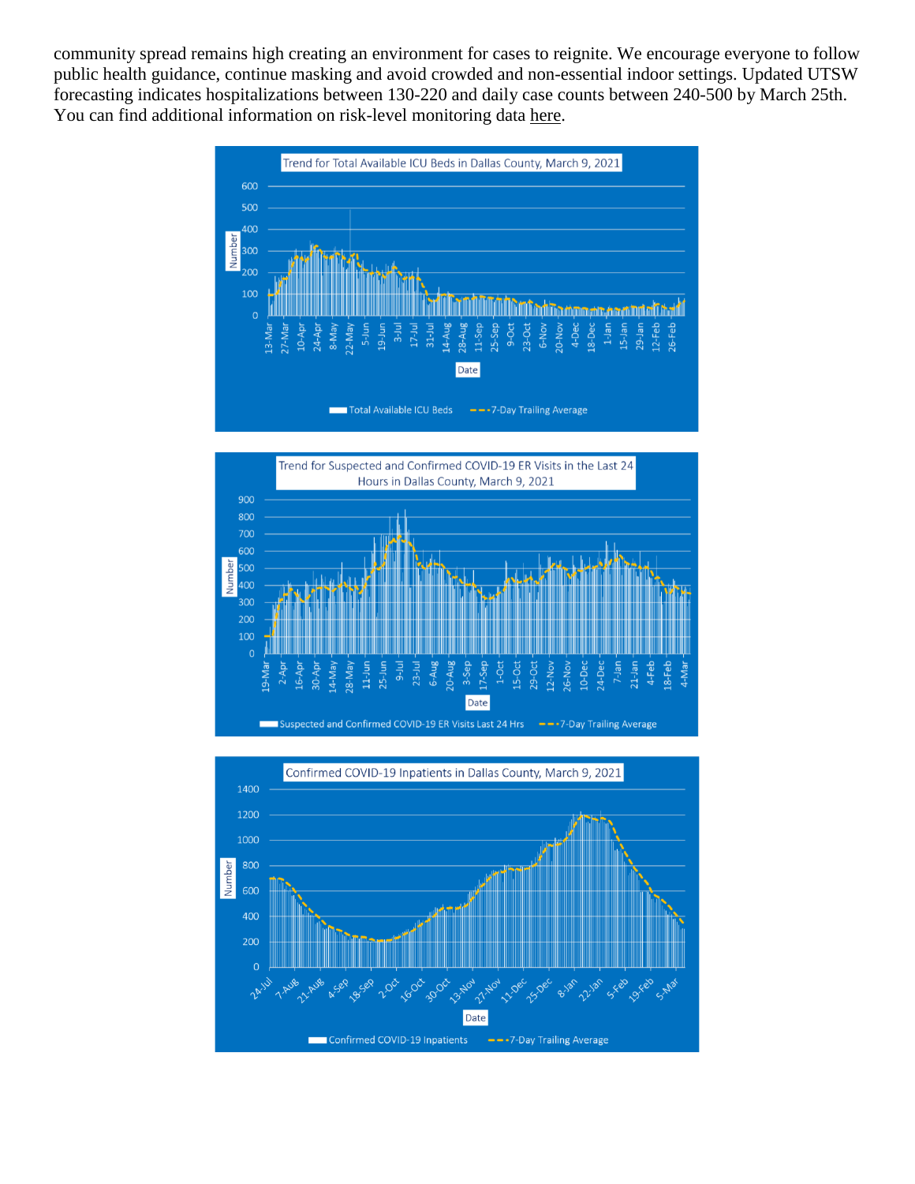community spread remains high creating an environment for cases to reignite. We encourage everyone to follow public health guidance, continue masking and avoid crowded and non-essential indoor settings. Updated UTSW forecasting indicates hospitalizations between 130-220 and daily case counts between 240-500 by March 25th. You can find additional information on risk-level monitoring data here.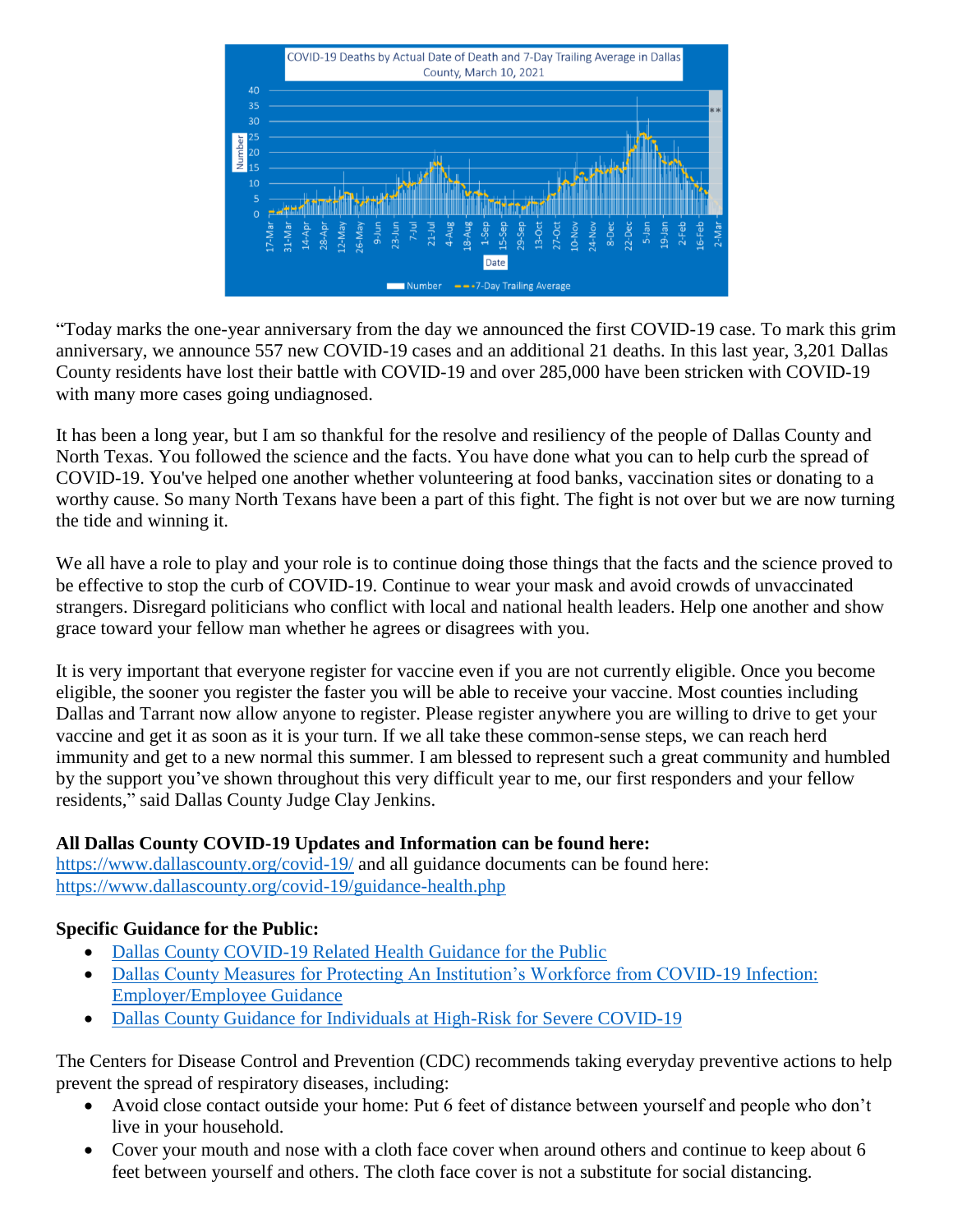"Today marks the one-year anniversary from the day we announced the first COVID-19 case. To mark this grim anniversary, we announce 557 new COVID-19 cases and an additional 21 deaths. In this last year, 3,201 Dallas County residents have lost their battle with COVID-19 and over 285,000 have been stricken with COVID-19 with many more cases going undiagnosed.

It has been a long year, but I am so thankful for the resolve and resiliency of the people of Dallas County and North Texas. You followed the science and the facts. You have done what you can to help curb the spread of COVID-19. You've helped one another whether volunteering at food banks, vaccination sites or donating to a worthy cause. So many North Texans have been a part of this fight. The fight is not over but we are now turning the tide and winning it.

We all have a role to play and your role is to continue doing those things that the facts and the science proved to be effective to stop the curb of COVID-19. Continue to wear your mask and avoid crowds of unvaccinated strangers. Disregard politicians who conflict with local and national health leaders. Help one another and show grace toward your fellow man whether he agrees or disagrees with you.

It is very important that everyone register for vaccine even if you are not currently eligible. Once you become eligible, the sooner you register the faster you will be able to receive your vaccine. Most counties including Dallas and Tarrant now allow anyone to register. Please register anywhere you are willing to drive to get your vaccine and get it as soon as it is your turn. If we all take these common-sense steps, we can reach herd immunity and get to a new normal this summer. I am blessed to represent such a great community and humbled by the support you've shown throughout this very difficult year to me, our first responders and your fellow residents," said Dallas County Judge Clay Jenkins.

**All Dallas County COVID-19 Updates and Information can be found here:**
https://www.dallascounty.org/covid-19/ and all guidance documents can be found here:
https://www.dallascounty.org/covid-19/guidance-health.php

**Specific Guidance for the Public:**

- Dallas County COVID-19 Related Health Guidance for the Public
- Dallas County Measures for Protecting An Institution's Workforce from COVID-19 Infection: Employer/Employee Guidance
- Dallas County Guidance for Individuals at High-Risk for Severe COVID-19

The Centers for Disease Control and Prevention (CDC) recommends taking everyday preventive actions to help prevent the spread of respiratory diseases, including:

- Avoid close contact outside your home: Put 6 feet of distance between yourself and people who don't live in your household.
- Cover your mouth and nose with a cloth face cover when around others and continue to keep about 6 feet between yourself and others. The cloth face cover is not a substitute for social distancing.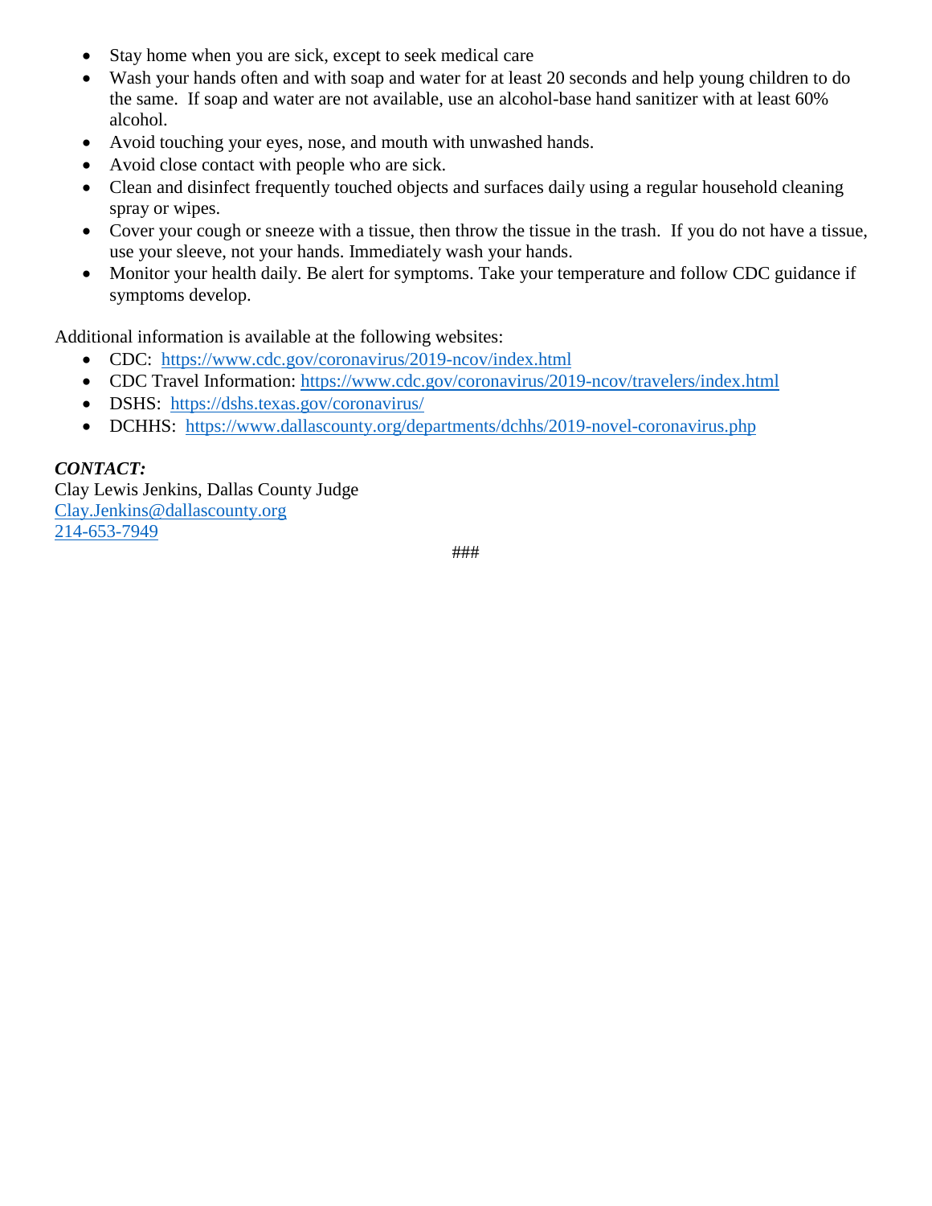- Stay home when you are sick, except to seek medical care
- Wash your hands often and with soap and water for at least 20 seconds and help young children to do the same. If soap and water are not available, use an alcohol-base hand sanitizer with at least 60% alcohol.
- Avoid touching your eyes, nose, and mouth with unwashed hands.
- Avoid close contact with people who are sick.
- Clean and disinfect frequently touched objects and surfaces daily using a regular household cleaning spray or wipes.
- Cover your cough or sneeze with a tissue, then throw the tissue in the trash. If you do not have a tissue, use your sleeve, not your hands. Immediately wash your hands.
- Monitor your health daily. Be alert for symptoms. Take your temperature and follow CDC guidance if symptoms develop.

Additional information is available at the following websites:

- CDC: https://www.cdc.gov/coronavirus/2019-ncov/index.html
- CDC Travel Information: https://www.cdc.gov/coronavirus/2019-ncov/travelers/index.html
- DSHS: https://dshs.texas.gov/coronavirus/
- DCHHS: https://www.dallascounty.org/departments/dchhs/2019-novel-coronavirus.php

***CONTACT:***

Clay Lewis Jenkins, Dallas County Judge
Clay.Jenkins@dallascounty.org
214-653-7949

###